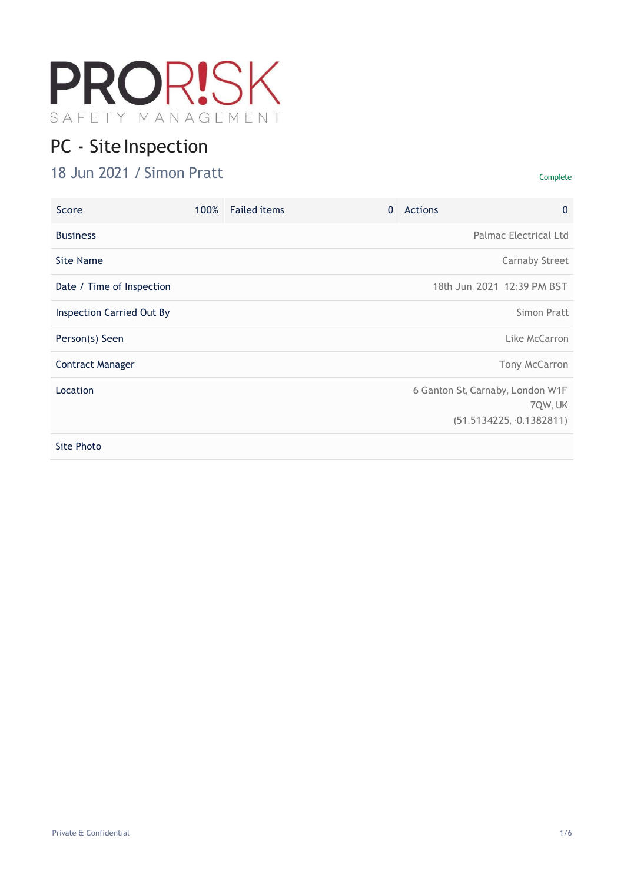PRORISK

SAFETY MANAGEMENT

# PC - Site Inspection

## 18 Jun 2021 / Simon Pratt

Complete

| Score | 100% | Failed items | 0 | Actions | 0 |
|---|---|---|---|---|---|

| | |
|---|---|
| Business | Palmac Electrical Ltd |
| Site Name | Carnaby Street |
| Date / Time of Inspection | 18th Jun, 2021 12:39 PM BST |
| Inspection Carried Out By | Simon Pratt |
| Person(s) Seen | Like McCarron |
| Contract Manager | Tony McCarron |
| Location | 6 Ganton St, Carnaby, London W1F 7QW, UK (51.5134225, -0.1382811) |
| Site Photo | |

Private & Confidential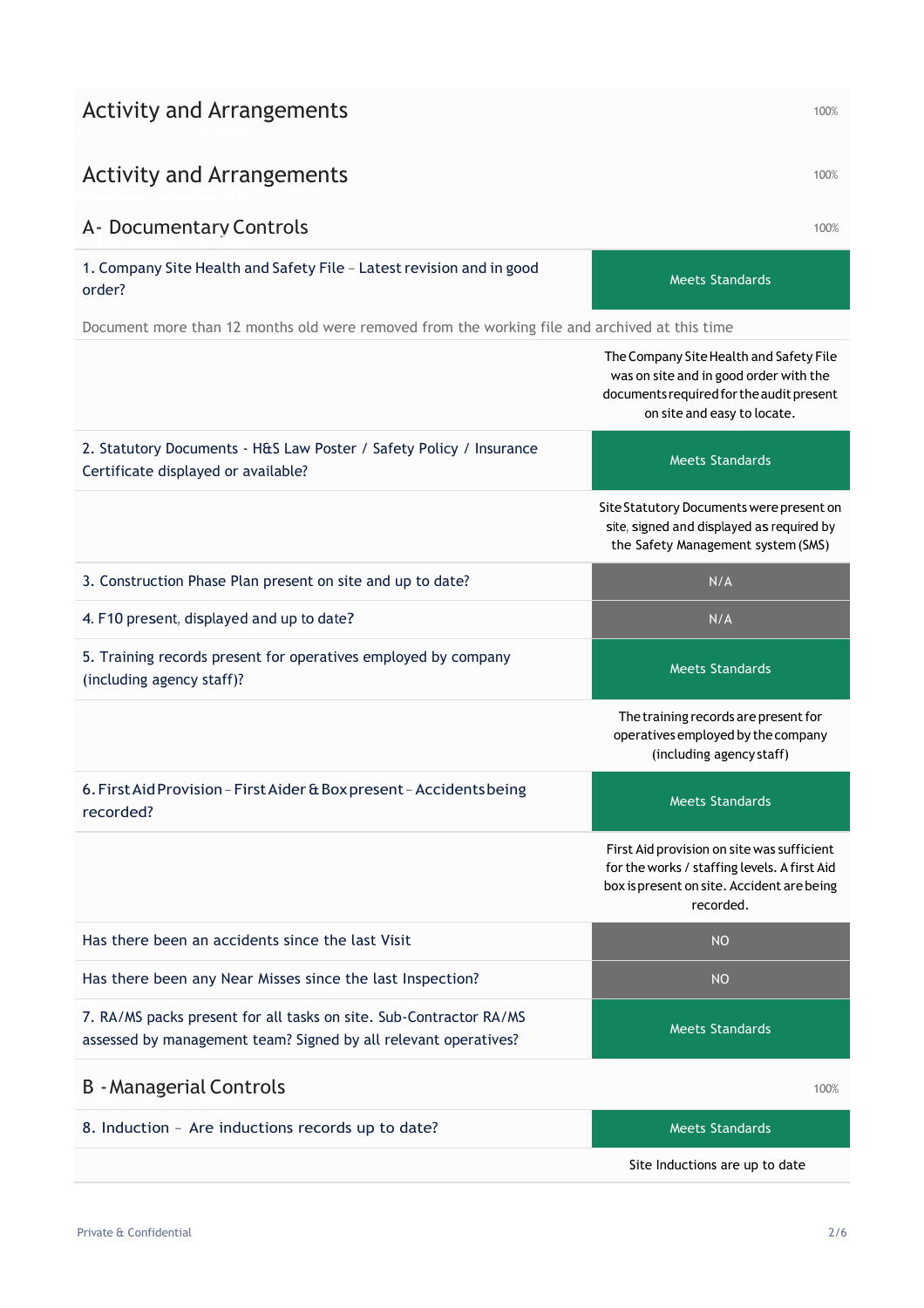## Activity and Arrangements

100%

## Activity and Arrangements

100%

### A- Documentary Controls

100%

| Question | Response |
|---|---|
| 1. Company Site Health and Safety File – Latest revision and in good order? | Meets Standards |
| Document more than 12 months old were removed from the working file and archived at this time | |
| | The Company Site Health and Safety File was on site and in good order with the documents required for the audit present on site and easy to locate. |
| 2. Statutory Documents - H&S Law Poster / Safety Policy / Insurance Certificate displayed or available? | Meets Standards |
| | Site Statutory Documents were present on site, signed and displayed as required by the Safety Management system (SMS) |
| 3. Construction Phase Plan present on site and up to date? | N/A |
| 4. F10 present, displayed and up to date? | N/A |
| 5. Training records present for operatives employed by company (including agency staff)? | Meets Standards |
| | The training records are present for operatives employed by the company (including agency staff) |
| 6. First Aid Provision – First Aider & Box present – Accidents being recorded? | Meets Standards |
| | First Aid provision on site was sufficient for the works / staffing levels. A first Aid box is present on site. Accident are being recorded. |
| Has there been an accidents since the last Visit | NO |
| Has there been any Near Misses since the last Inspection? | NO |
| 7. RA/MS packs present for all tasks on site. Sub-Contractor RA/MS assessed by management team? Signed by all relevant operatives? | Meets Standards |

### B - Managerial Controls

100%

| Question | Response |
|---|---|
| 8. Induction – Are inductions records up to date? | Meets Standards |
| | Site Inductions are up to date |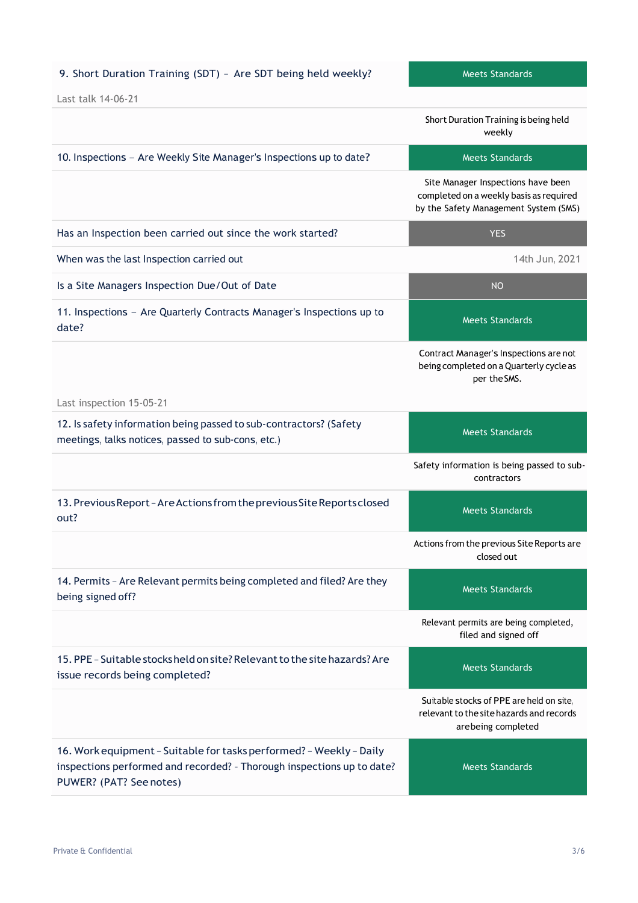| Question | Response |
|---|---|
| 9. Short Duration Training (SDT) – Are SDT being held weekly? | Meets Standards |
| Last talk 14-06-21 | |
| | Short Duration Training is being held weekly |
| 10. Inspections – Are Weekly Site Manager's Inspections up to date? | Meets Standards |
| | Site Manager Inspections have been completed on a weekly basis as required by the Safety Management System (SMS) |
| Has an Inspection been carried out since the work started? | YES |
| When was the last Inspection carried out | 14th Jun, 2021 |
| Is a Site Managers Inspection Due/Out of Date | NO |
| 11. Inspections – Are Quarterly Contracts Manager's Inspections up to date? | Meets Standards |
| Last inspection 15-05-21 | Contract Manager's Inspections are not being completed on a Quarterly cycle as per the SMS. |
| 12. Is safety information being passed to sub-contractors? (Safety meetings, talks notices, passed to sub-cons, etc.) | Meets Standards |
| | Safety information is being passed to sub-contractors |
| 13. Previous Report – Are Actions from the previous Site Reports closed out? | Meets Standards |
| | Actions from the previous Site Reports are closed out |
| 14. Permits – Are Relevant permits being completed and filed? Are they being signed off? | Meets Standards |
| | Relevant permits are being completed, filed and signed off |
| 15. PPE – Suitable stocks held on site? Relevant to the site hazards? Are issue records being completed? | Meets Standards |
| | Suitable stocks of PPE are held on site, relevant to the site hazards and records are being completed |
| 16. Work equipment – Suitable for tasks performed? – Weekly – Daily inspections performed and recorded? - Thorough inspections up to date? PUWER? (PAT? See notes) | Meets Standards |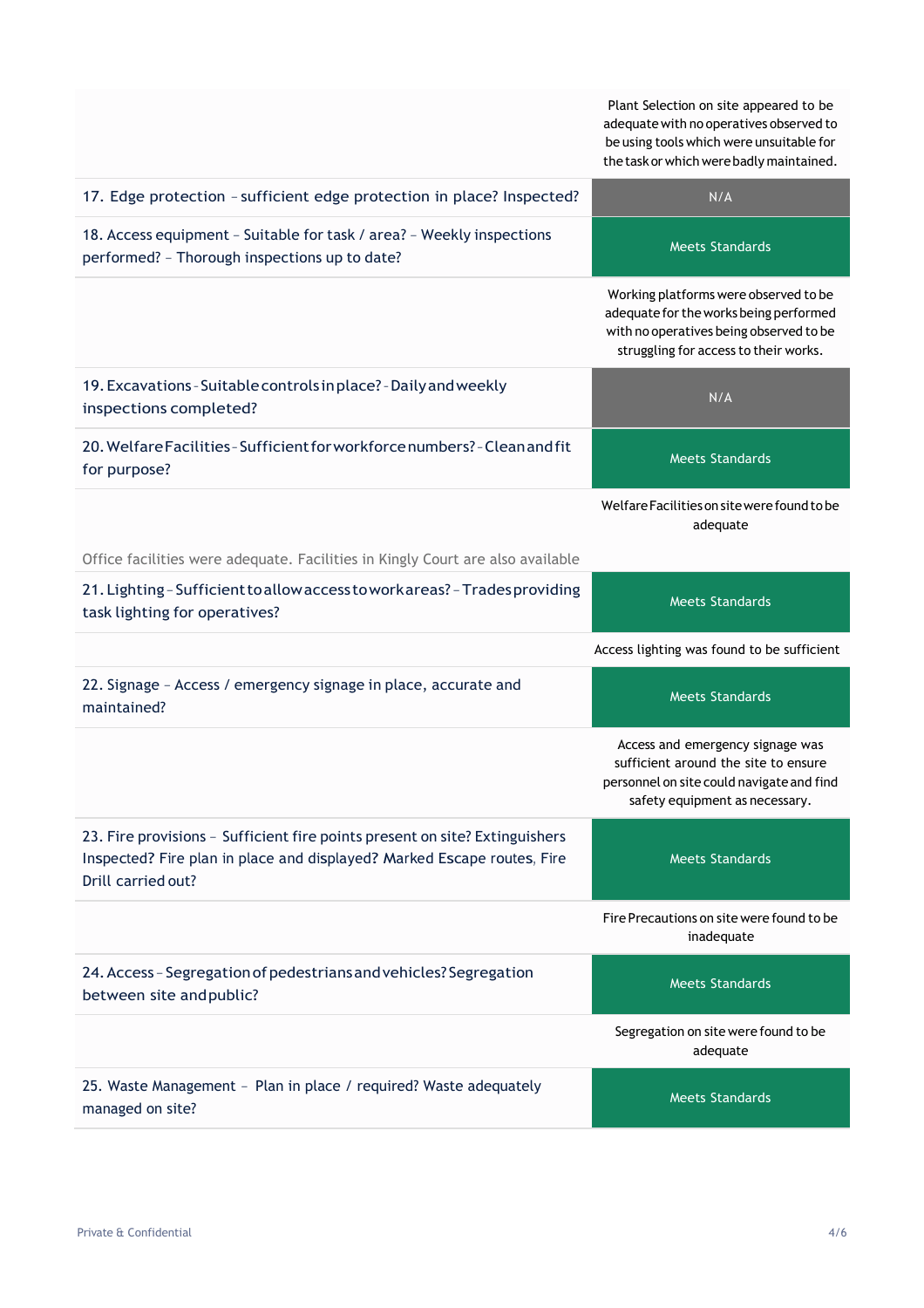| | |
|---|---|
| | Plant Selection on site appeared to be adequate with no operatives observed to be using tools which were unsuitable for the task or which were badly maintained. |
| 17. Edge protection – sufficient edge protection in place? Inspected? | N/A |
| 18. Access equipment – Suitable for task / area? – Weekly inspections performed? – Thorough inspections up to date? | Meets Standards |
| | Working platforms were observed to be adequate for the works being performed with no operatives being observed to be struggling for access to their works. |
| 19. Excavations - Suitable controls in place? - Daily and weekly inspections completed? | N/A |
| 20. Welfare Facilities - Sufficient for workforce numbers? - Clean and fit for purpose? | Meets Standards |
| Office facilities were adequate. Facilities in Kingly Court are also available | Welfare Facilities on site were found to be adequate |
| 21. Lighting – Sufficient to allow access to work areas? – Trades providing task lighting for operatives? | Meets Standards |
| | Access lighting was found to be sufficient |
| 22. Signage – Access / emergency signage in place, accurate and maintained? | Meets Standards |
| | Access and emergency signage was sufficient around the site to ensure personnel on site could navigate and find safety equipment as necessary. |
| 23. Fire provisions – Sufficient fire points present on site? Extinguishers Inspected? Fire plan in place and displayed? Marked Escape routes, Fire Drill carried out? | Meets Standards |
| | Fire Precautions on site were found to be inadequate |
| 24. Access – Segregation of pedestrians and vehicles? Segregation between site and public? | Meets Standards |
| | Segregation on site were found to be adequate |
| 25. Waste Management – Plan in place / required? Waste adequately managed on site? | Meets Standards |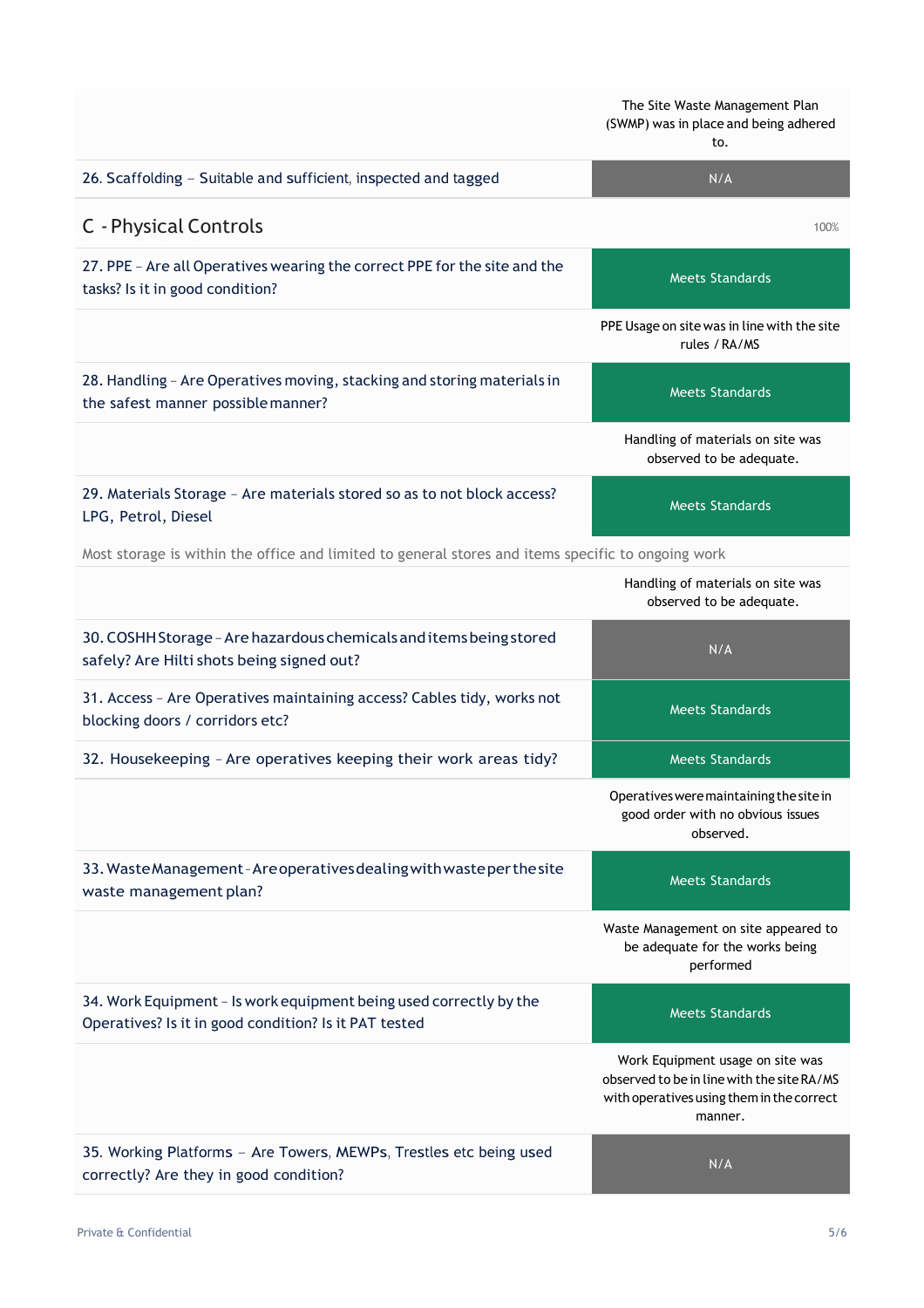| | |
|---|---|
| | The Site Waste Management Plan (SWMP) was in place and being adhered to. |
| 26. Scaffolding – Suitable and sufficient, inspected and tagged | N/A |

## C - Physical Controls

100%

| | |
|---|---|
| 27. PPE – Are all Operatives wearing the correct PPE for the site and the tasks? Is it in good condition? | Meets Standards |
| | PPE Usage on site was in line with the site rules / RA/MS |
| 28. Handling – Are Operatives moving, stacking and storing materials in the safest manner possible manner? | Meets Standards |
| | Handling of materials on site was observed to be adequate. |
| 29. Materials Storage – Are materials stored so as to not block access? LPG, Petrol, Diesel | Meets Standards |
| Most storage is within the office and limited to general stores and items specific to ongoing work | |
| | Handling of materials on site was observed to be adequate. |
| 30. COSHH Storage – Are hazardous chemicals and items being stored safely? Are Hilti shots being signed out? | N/A |
| 31. Access – Are Operatives maintaining access? Cables tidy, works not blocking doors / corridors etc? | Meets Standards |
| 32. Housekeeping – Are operatives keeping their work areas tidy? | Meets Standards |
| | Operatives were maintaining the site in good order with no obvious issues observed. |
| 33. Waste Management - Are operatives dealing with waste per the site waste management plan? | Meets Standards |
| | Waste Management on site appeared to be adequate for the works being performed |
| 34. Work Equipment – Is work equipment being used correctly by the Operatives? Is it in good condition? Is it PAT tested | Meets Standards |
| | Work Equipment usage on site was observed to be in line with the site RA/MS with operatives using them in the correct manner. |
| 35. Working Platforms – Are Towers, MEWPs, Trestles etc being used correctly? Are they in good condition? | N/A |

Private & Confidential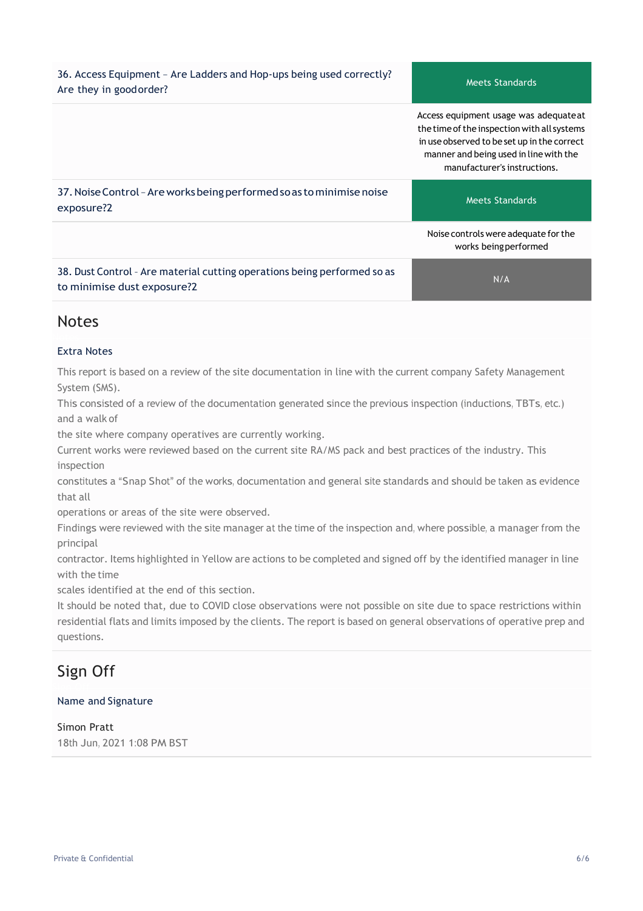| | |
|---|---|
| 36. Access Equipment – Are Ladders and Hop-ups being used correctly? Are they in good order? | Meets Standards |
| | Access equipment usage was adequate at the time of the inspection with all systems in use observed to be set up in the correct manner and being used in line with the manufacturer's instructions. |
| 37. Noise Control – Are works being performed so as to minimise noise exposure?2 | Meets Standards |
| | Noise controls were adequate for the works being performed |
| 38. Dust Control - Are material cutting operations being performed so as to minimise dust exposure?2 | N/A |

## Notes

### Extra Notes

This report is based on a review of the site documentation in line with the current company Safety Management System (SMS).
This consisted of a review of the documentation generated since the previous inspection (inductions, TBTs, etc.) and a walk of
the site where company operatives are currently working.
Current works were reviewed based on the current site RA/MS pack and best practices of the industry. This inspection
constitutes a "Snap Shot" of the works, documentation and general site standards and should be taken as evidence that all
operations or areas of the site were observed.
Findings were reviewed with the site manager at the time of the inspection and, where possible, a manager from the principal
contractor. Items highlighted in Yellow are actions to be completed and signed off by the identified manager in line with the time
scales identified at the end of this section.
It should be noted that, due to COVID close observations were not possible on site due to space restrictions within residential flats and limits imposed by the clients. The report is based on general observations of operative prep and questions.

## Sign Off

### Name and Signature

Simon Pratt
18th Jun, 2021 1:08 PM BST

Private & Confidential